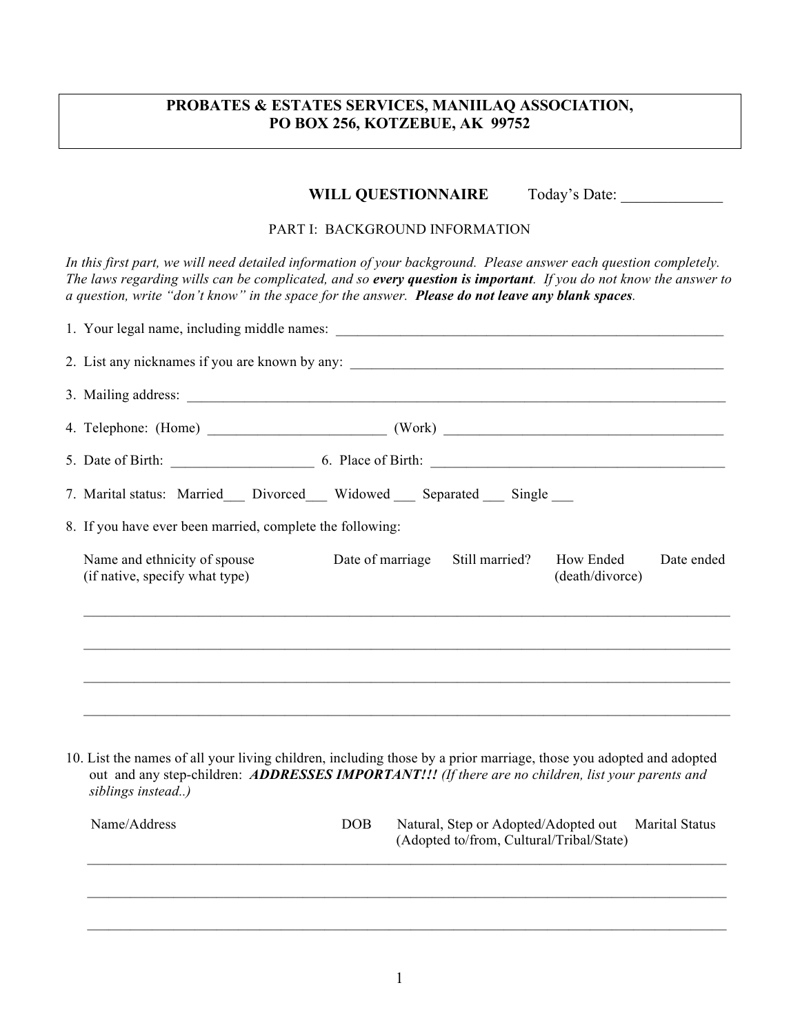**PROBATES & ESTATES SERVICES, MANIILAQ ASSOCIATION,**
**PO BOX 256, KOTZEBUE, AK 99752**

## WILL QUESTIONNAIRE

Today's Date: _____________

PART I: BACKGROUND INFORMATION

*In this first part, we will need detailed information of your background. Please answer each question completely. The laws regarding wills can be complicated, and so **every question is important**. If you do not know the answer to a question, write "don't know" in the space for the answer. **Please do not leave any blank spaces**.*

1. Your legal name, including middle names: ________________________________________________________

2. List any nicknames if you are known by any: ______________________________________________________

3. Mailing address: ___________________________________________________________________________

4. Telephone: (Home) _________________________ (Work) _______________________________________

5. Date of Birth: ___________________ 6. Place of Birth: __________________________________________

7. Marital status: Married___ Divorced___ Widowed ___ Separated ___ Single ___

8. If you have ever been married, complete the following:

| Name and ethnicity of spouse (if native, specify what type) | Date of marriage | Still married? | How Ended (death/divorce) | Date ended |
|---|---|---|---|---|
| | | | | |
| | | | | |
| | | | | |
| | | | | |

10. List the names of all your living children, including those by a prior marriage, those you adopted and adopted out and any step-children: ***ADDRESSES IMPORTANT!!!*** *(If there are no children, list your parents and siblings instead..)*

| Name/Address | DOB | Natural, Step or Adopted/Adopted out (Adopted to/from, Cultural/Tribal/State) | Marital Status |
|---|---|---|---|
| | | | |
| | | | |
| | | | |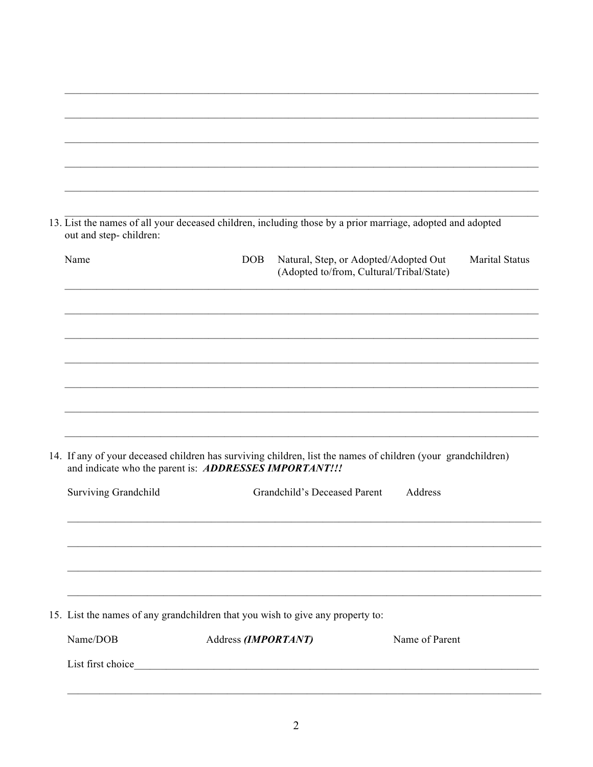13. List the names of all your deceased children, including those by a prior marriage, adopted and adopted out and step- children:

| Name | DOB | Natural, Step, or Adopted/Adopted Out (Adopted to/from, Cultural/Tribal/State) | Marital Status |
| --- | --- | --- | --- |
| | | | |
| | | | |
| | | | |
| | | | |
| | | | |
| | | | |
| | | | |

14. If any of your deceased children has surviving children, list the names of children (your grandchildren) and indicate who the parent is: ***ADDRESSES IMPORTANT!!!***

| Surviving Grandchild | Grandchild's Deceased Parent | Address |
| --- | --- | --- |
| | | |
| | | |
| | | |
| | | |

15. List the names of any grandchildren that you wish to give any property to:

| Name/DOB | Address ***(IMPORTANT)*** | Name of Parent |
| --- | --- | --- |
| List first choice | | |
| | | |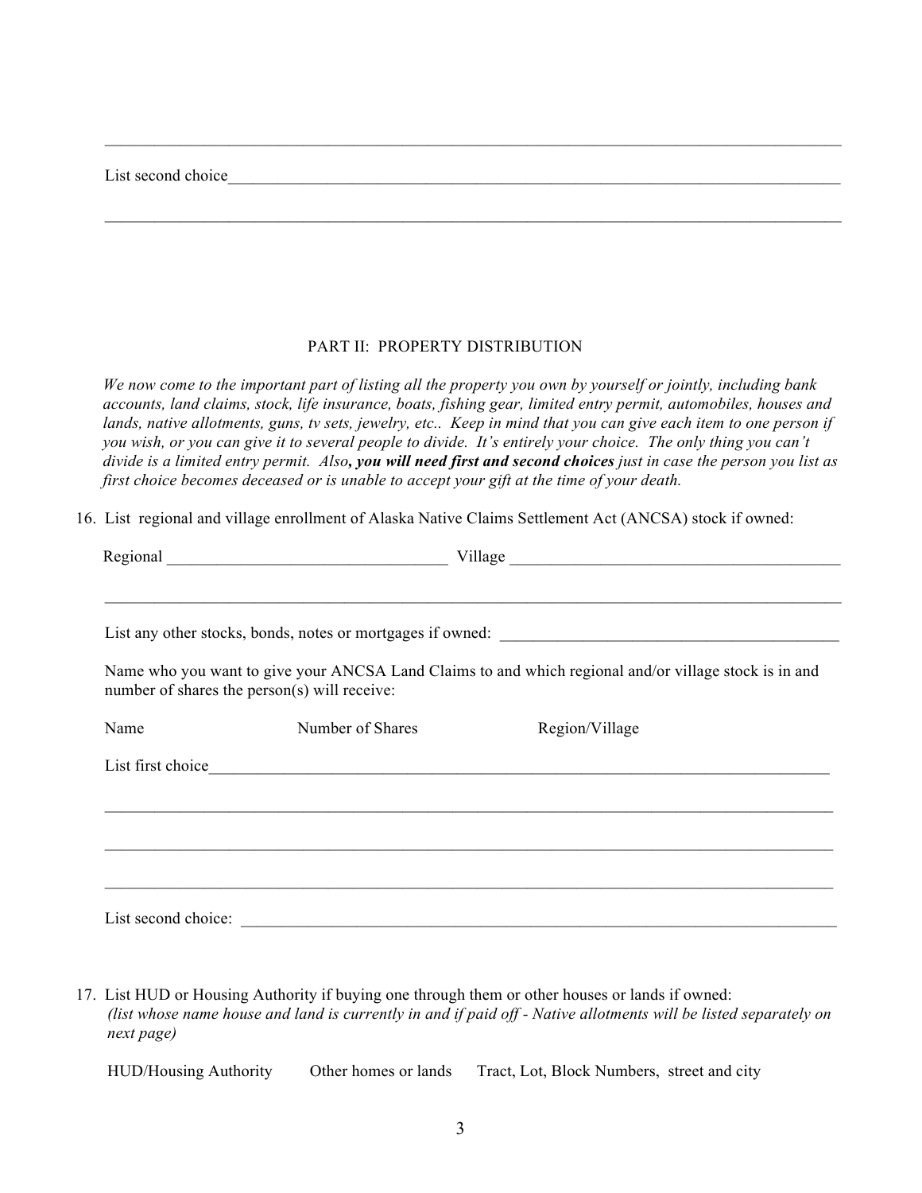\_\_\_\_\_\_\_\_\_\_\_\_\_\_\_\_\_\_\_\_\_\_\_\_\_\_\_\_\_\_\_\_\_\_\_\_\_\_\_\_\_\_\_\_\_\_\_\_\_\_\_\_\_\_\_\_\_\_\_\_\_\_\_\_\_\_\_\_\_\_\_\_\_\_\_\_\_\_\_\_

List second choice\_\_\_\_\_\_\_\_\_\_\_\_\_\_\_\_\_\_\_\_\_\_\_\_\_\_\_\_\_\_\_\_\_\_\_\_\_\_\_\_\_\_\_\_\_\_\_\_\_\_\_\_\_\_\_\_\_\_\_\_\_\_\_\_

\_\_\_\_\_\_\_\_\_\_\_\_\_\_\_\_\_\_\_\_\_\_\_\_\_\_\_\_\_\_\_\_\_\_\_\_\_\_\_\_\_\_\_\_\_\_\_\_\_\_\_\_\_\_\_\_\_\_\_\_\_\_\_\_\_\_\_\_\_\_\_\_\_\_\_\_\_\_\_\_

## PART II: PROPERTY DISTRIBUTION

*We now come to the important part of listing all the property you own by yourself or jointly, including bank accounts, land claims, stock, life insurance, boats, fishing gear, limited entry permit, automobiles, houses and lands, native allotments, guns, tv sets, jewelry, etc.. Keep in mind that you can give each item to one person if you wish, or you can give it to several people to divide. It's entirely your choice. The only thing you can't divide is a limited entry permit. Also**, you will need first and second choices** just in case the person you list as first choice becomes deceased or is unable to accept your gift at the time of your death.*

16. List regional and village enrollment of Alaska Native Claims Settlement Act (ANCSA) stock if owned:

Regional \_\_\_\_\_\_\_\_\_\_\_\_\_\_\_\_\_\_\_\_\_\_\_\_\_\_\_\_\_\_ Village \_\_\_\_\_\_\_\_\_\_\_\_\_\_\_\_\_\_\_\_\_\_\_\_\_\_\_\_\_\_\_\_\_\_\_\_

\_\_\_\_\_\_\_\_\_\_\_\_\_\_\_\_\_\_\_\_\_\_\_\_\_\_\_\_\_\_\_\_\_\_\_\_\_\_\_\_\_\_\_\_\_\_\_\_\_\_\_\_\_\_\_\_\_\_\_\_\_\_\_\_\_\_\_\_\_\_\_\_\_\_\_\_\_\_\_\_

List any other stocks, bonds, notes or mortgages if owned: \_\_\_\_\_\_\_\_\_\_\_\_\_\_\_\_\_\_\_\_\_\_\_\_\_\_\_\_\_\_\_\_\_\_\_\_

Name who you want to give your ANCSA Land Claims to and which regional and/or village stock is in and number of shares the person(s) will receive:

Name Number of Shares Region/Village

List first choice\_\_\_\_\_\_\_\_\_\_\_\_\_\_\_\_\_\_\_\_\_\_\_\_\_\_\_\_\_\_\_\_\_\_\_\_\_\_\_\_\_\_\_\_\_\_\_\_\_\_\_\_\_\_\_\_\_\_\_\_\_\_\_\_\_\_

\_\_\_\_\_\_\_\_\_\_\_\_\_\_\_\_\_\_\_\_\_\_\_\_\_\_\_\_\_\_\_\_\_\_\_\_\_\_\_\_\_\_\_\_\_\_\_\_\_\_\_\_\_\_\_\_\_\_\_\_\_\_\_\_\_\_\_\_\_\_\_\_\_\_\_\_\_\_\_\_

\_\_\_\_\_\_\_\_\_\_\_\_\_\_\_\_\_\_\_\_\_\_\_\_\_\_\_\_\_\_\_\_\_\_\_\_\_\_\_\_\_\_\_\_\_\_\_\_\_\_\_\_\_\_\_\_\_\_\_\_\_\_\_\_\_\_\_\_\_\_\_\_\_\_\_\_\_\_\_\_

\_\_\_\_\_\_\_\_\_\_\_\_\_\_\_\_\_\_\_\_\_\_\_\_\_\_\_\_\_\_\_\_\_\_\_\_\_\_\_\_\_\_\_\_\_\_\_\_\_\_\_\_\_\_\_\_\_\_\_\_\_\_\_\_\_\_\_\_\_\_\_\_\_\_\_\_\_\_\_\_

List second choice: \_\_\_\_\_\_\_\_\_\_\_\_\_\_\_\_\_\_\_\_\_\_\_\_\_\_\_\_\_\_\_\_\_\_\_\_\_\_\_\_\_\_\_\_\_\_\_\_\_\_\_\_\_\_\_\_\_\_\_\_\_\_\_\_

17. List HUD or Housing Authority if buying one through them or other houses or lands if owned:
*(list whose name house and land is currently in and if paid off - Native allotments will be listed separately on next page)*

HUD/Housing Authority Other homes or lands Tract, Lot, Block Numbers, street and city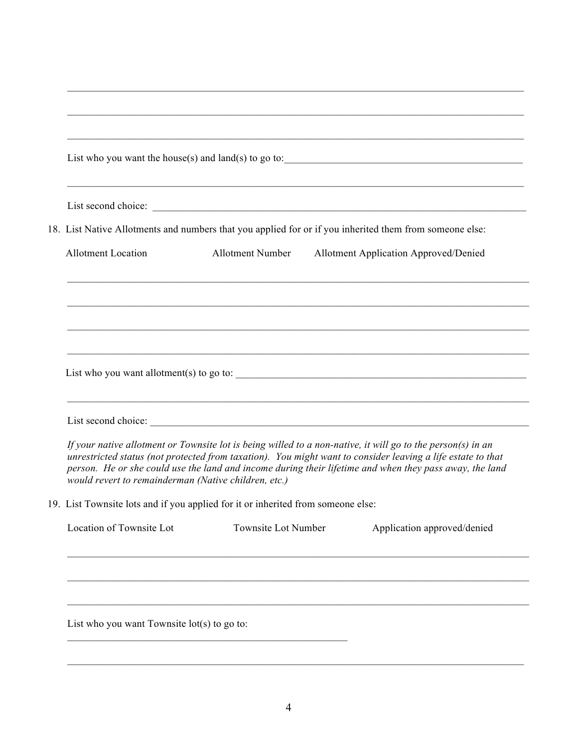\_\_\_\_\_\_\_\_\_\_\_\_\_\_\_\_\_\_\_\_\_\_\_\_\_\_\_\_\_\_\_\_\_\_\_\_\_\_\_\_\_\_\_\_\_\_\_\_\_\_\_\_\_\_\_\_\_\_\_\_\_\_\_\_\_\_\_\_\_\_\_\_\_\_\_\_\_\_

\_\_\_\_\_\_\_\_\_\_\_\_\_\_\_\_\_\_\_\_\_\_\_\_\_\_\_\_\_\_\_\_\_\_\_\_\_\_\_\_\_\_\_\_\_\_\_\_\_\_\_\_\_\_\_\_\_\_\_\_\_\_\_\_\_\_\_\_\_\_\_\_\_\_\_\_\_\_

\_\_\_\_\_\_\_\_\_\_\_\_\_\_\_\_\_\_\_\_\_\_\_\_\_\_\_\_\_\_\_\_\_\_\_\_\_\_\_\_\_\_\_\_\_\_\_\_\_\_\_\_\_\_\_\_\_\_\_\_\_\_\_\_\_\_\_\_\_\_\_\_\_\_\_\_\_\_

List who you want the house(s) and land(s) to go to:\_\_\_\_\_\_\_\_\_\_\_\_\_\_\_\_\_\_\_\_\_\_\_\_\_\_\_\_\_\_\_\_\_\_\_\_\_\_\_\_

\_\_\_\_\_\_\_\_\_\_\_\_\_\_\_\_\_\_\_\_\_\_\_\_\_\_\_\_\_\_\_\_\_\_\_\_\_\_\_\_\_\_\_\_\_\_\_\_\_\_\_\_\_\_\_\_\_\_\_\_\_\_\_\_\_\_\_\_\_\_\_\_\_\_\_\_\_\_

List second choice: \_\_\_\_\_\_\_\_\_\_\_\_\_\_\_\_\_\_\_\_\_\_\_\_\_\_\_\_\_\_\_\_\_\_\_\_\_\_\_\_\_\_\_\_\_\_\_\_\_\_\_\_\_\_\_\_\_\_\_\_\_\_

18. List Native Allotments and numbers that you applied for or if you inherited them from someone else:

| Allotment Location | Allotment Number | Allotment Application Approved/Denied |
|---|---|---|
| | | |
| | | |
| | | |
| | | |

List who you want allotment(s) to go to: \_\_\_\_\_\_\_\_\_\_\_\_\_\_\_\_\_\_\_\_\_\_\_\_\_\_\_\_\_\_\_\_\_\_\_\_\_\_\_\_\_\_\_\_\_\_\_\_\_

\_\_\_\_\_\_\_\_\_\_\_\_\_\_\_\_\_\_\_\_\_\_\_\_\_\_\_\_\_\_\_\_\_\_\_\_\_\_\_\_\_\_\_\_\_\_\_\_\_\_\_\_\_\_\_\_\_\_\_\_\_\_\_\_\_\_\_\_\_\_\_\_\_\_\_\_\_\_

List second choice: \_\_\_\_\_\_\_\_\_\_\_\_\_\_\_\_\_\_\_\_\_\_\_\_\_\_\_\_\_\_\_\_\_\_\_\_\_\_\_\_\_\_\_\_\_\_\_\_\_\_\_\_\_\_\_\_\_\_\_\_\_\_

*If your native allotment or Townsite lot is being willed to a non-native, it will go to the person(s) in an unrestricted status (not protected from taxation). You might want to consider leaving a life estate to that person. He or she could use the land and income during their lifetime and when they pass away, the land would revert to remainderman (Native children, etc.)*

19. List Townsite lots and if you applied for it or inherited from someone else:

| Location of Townsite Lot | Townsite Lot Number | Application approved/denied |
|---|---|---|
| | | |
| | | |
| | | |

List who you want Townsite lot(s) to go to:

\_\_\_\_\_\_\_\_\_\_\_\_\_\_\_\_\_\_\_\_\_\_\_\_\_\_\_\_\_\_\_\_\_\_\_\_\_\_\_\_\_\_\_\_\_\_\_\_

\_\_\_\_\_\_\_\_\_\_\_\_\_\_\_\_\_\_\_\_\_\_\_\_\_\_\_\_\_\_\_\_\_\_\_\_\_\_\_\_\_\_\_\_\_\_\_\_\_\_\_\_\_\_\_\_\_\_\_\_\_\_\_\_\_\_\_\_\_\_\_\_\_\_\_\_\_\_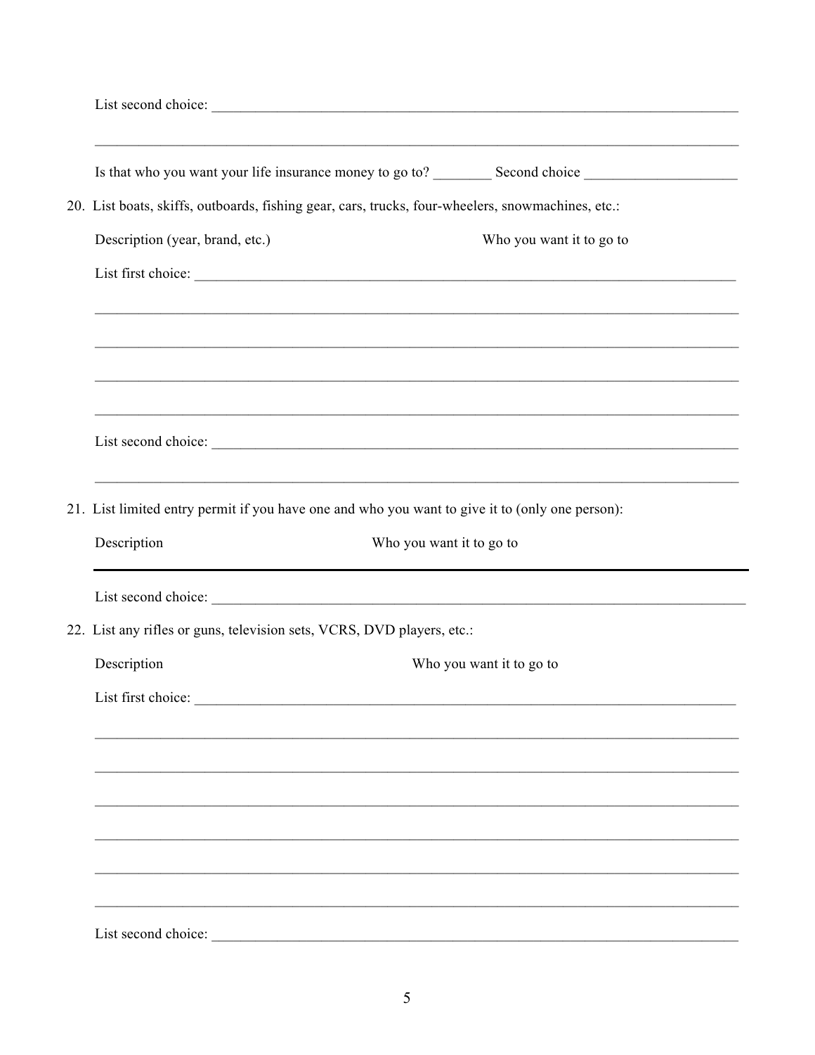List second choice: ___________________________________________________________________________

_______________________________________________________________________________________

Is that who you want your life insurance money to go to? ________ Second choice _____________________

20. List boats, skiffs, outboards, fishing gear, cars, trucks, four-wheelers, snowmachines, etc.:

    Description (year, brand, etc.)                                        Who you want it to go to

    List first choice: ___________________________________________________________________________

    _______________________________________________________________________________________

    _______________________________________________________________________________________

    _______________________________________________________________________________________

    _______________________________________________________________________________________

    List second choice: ___________________________________________________________________________

    _______________________________________________________________________________________

21. List limited entry permit if you have one and who you want to give it to (only one person):

    Description                                        Who you want it to go to

    _______________________________________________________________________________________

    List second choice: ___________________________________________________________________________

22. List any rifles or guns, television sets, VCRS, DVD players, etc.:

    Description                                        Who you want it to go to

    List first choice: ___________________________________________________________________________

    _______________________________________________________________________________________

    _______________________________________________________________________________________

    _______________________________________________________________________________________

    _______________________________________________________________________________________

    _______________________________________________________________________________________

    _______________________________________________________________________________________

    List second choice: ___________________________________________________________________________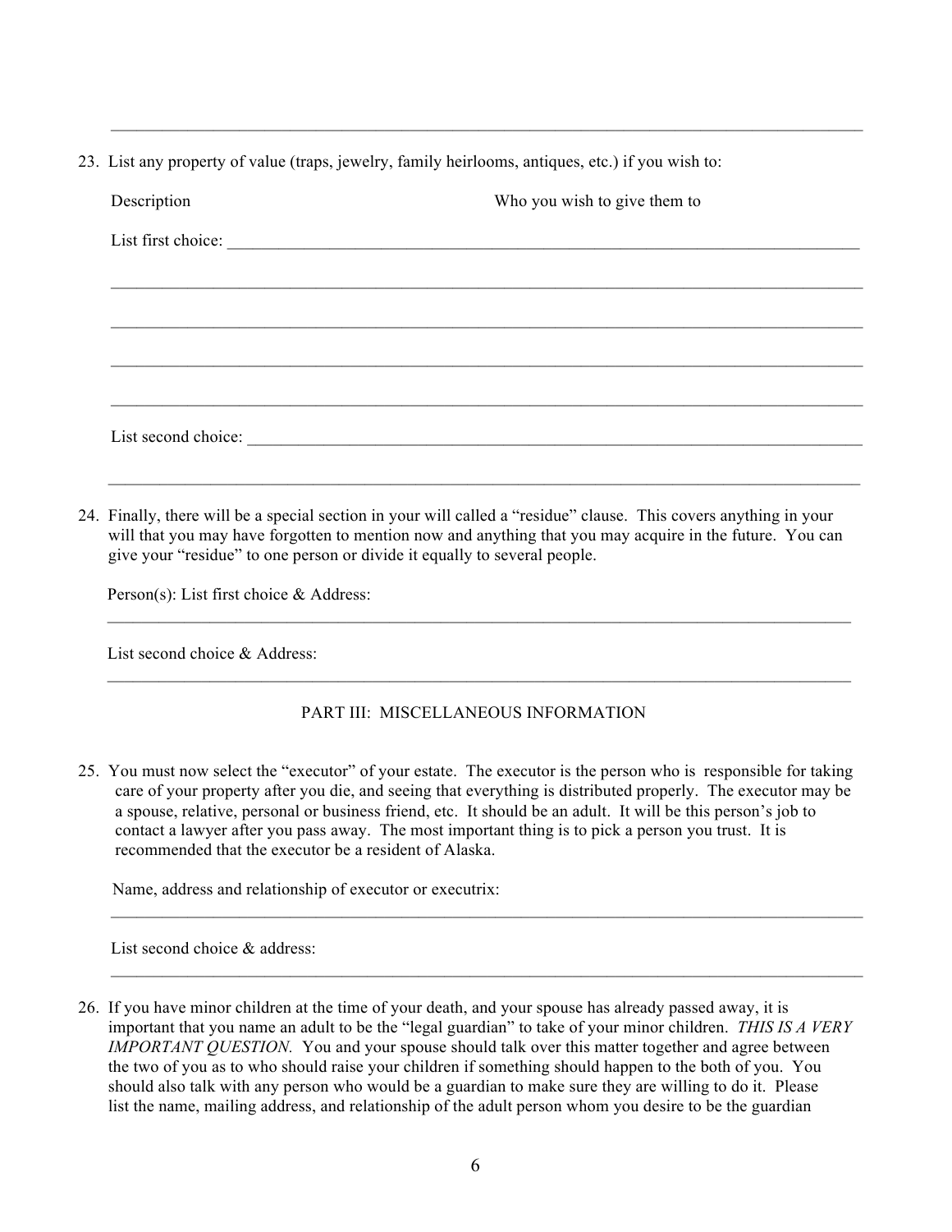\_\_\_\_\_\_\_\_\_\_\_\_\_\_\_\_\_\_\_\_\_\_\_\_\_\_\_\_\_\_\_\_\_\_\_\_\_\_\_\_\_\_\_\_\_\_\_\_\_\_\_\_\_\_\_\_\_\_\_\_\_\_\_\_\_\_\_\_\_\_\_\_\_\_\_\_

23. List any property of value (traps, jewelry, family heirlooms, antiques, etc.) if you wish to:

    Description                                        Who you wish to give them to

    List first choice: \_\_\_\_\_\_\_\_\_\_\_\_\_\_\_\_\_\_\_\_\_\_\_\_\_\_\_\_\_\_\_\_\_\_\_\_\_\_\_\_\_\_\_\_\_\_\_\_\_\_\_\_\_\_\_\_\_\_\_\_

    \_\_\_\_\_\_\_\_\_\_\_\_\_\_\_\_\_\_\_\_\_\_\_\_\_\_\_\_\_\_\_\_\_\_\_\_\_\_\_\_\_\_\_\_\_\_\_\_\_\_\_\_\_\_\_\_\_\_\_\_\_\_\_\_\_\_\_\_\_\_\_\_\_\_

    \_\_\_\_\_\_\_\_\_\_\_\_\_\_\_\_\_\_\_\_\_\_\_\_\_\_\_\_\_\_\_\_\_\_\_\_\_\_\_\_\_\_\_\_\_\_\_\_\_\_\_\_\_\_\_\_\_\_\_\_\_\_\_\_\_\_\_\_\_\_\_\_\_\_

    \_\_\_\_\_\_\_\_\_\_\_\_\_\_\_\_\_\_\_\_\_\_\_\_\_\_\_\_\_\_\_\_\_\_\_\_\_\_\_\_\_\_\_\_\_\_\_\_\_\_\_\_\_\_\_\_\_\_\_\_\_\_\_\_\_\_\_\_\_\_\_\_\_\_

    \_\_\_\_\_\_\_\_\_\_\_\_\_\_\_\_\_\_\_\_\_\_\_\_\_\_\_\_\_\_\_\_\_\_\_\_\_\_\_\_\_\_\_\_\_\_\_\_\_\_\_\_\_\_\_\_\_\_\_\_\_\_\_\_\_\_\_\_\_\_\_\_\_\_

    List second choice: \_\_\_\_\_\_\_\_\_\_\_\_\_\_\_\_\_\_\_\_\_\_\_\_\_\_\_\_\_\_\_\_\_\_\_\_\_\_\_\_\_\_\_\_\_\_\_\_\_\_\_\_\_\_\_\_\_\_\_

    \_\_\_\_\_\_\_\_\_\_\_\_\_\_\_\_\_\_\_\_\_\_\_\_\_\_\_\_\_\_\_\_\_\_\_\_\_\_\_\_\_\_\_\_\_\_\_\_\_\_\_\_\_\_\_\_\_\_\_\_\_\_\_\_\_\_\_\_\_\_\_\_\_\_

24. Finally, there will be a special section in your will called a "residue" clause. This covers anything in your will that you may have forgotten to mention now and anything that you may acquire in the future. You can give your "residue" to one person or divide it equally to several people.

    Person(s): List first choice & Address:

    \_\_\_\_\_\_\_\_\_\_\_\_\_\_\_\_\_\_\_\_\_\_\_\_\_\_\_\_\_\_\_\_\_\_\_\_\_\_\_\_\_\_\_\_\_\_\_\_\_\_\_\_\_\_\_\_\_\_\_\_\_\_\_\_\_\_\_\_\_\_\_\_\_\_

    List second choice & Address:

    \_\_\_\_\_\_\_\_\_\_\_\_\_\_\_\_\_\_\_\_\_\_\_\_\_\_\_\_\_\_\_\_\_\_\_\_\_\_\_\_\_\_\_\_\_\_\_\_\_\_\_\_\_\_\_\_\_\_\_\_\_\_\_\_\_\_\_\_\_\_\_\_\_\_

## PART III: MISCELLANEOUS INFORMATION

25. You must now select the "executor" of your estate. The executor is the person who is responsible for taking care of your property after you die, and seeing that everything is distributed properly. The executor may be a spouse, relative, personal or business friend, etc. It should be an adult. It will be this person's job to contact a lawyer after you pass away. The most important thing is to pick a person you trust. It is recommended that the executor be a resident of Alaska.

    Name, address and relationship of executor or executrix:

    \_\_\_\_\_\_\_\_\_\_\_\_\_\_\_\_\_\_\_\_\_\_\_\_\_\_\_\_\_\_\_\_\_\_\_\_\_\_\_\_\_\_\_\_\_\_\_\_\_\_\_\_\_\_\_\_\_\_\_\_\_\_\_\_\_\_\_\_\_\_\_\_\_\_

    List second choice & address:

    \_\_\_\_\_\_\_\_\_\_\_\_\_\_\_\_\_\_\_\_\_\_\_\_\_\_\_\_\_\_\_\_\_\_\_\_\_\_\_\_\_\_\_\_\_\_\_\_\_\_\_\_\_\_\_\_\_\_\_\_\_\_\_\_\_\_\_\_\_\_\_\_\_\_

26. If you have minor children at the time of your death, and your spouse has already passed away, it is important that you name an adult to be the "legal guardian" to take of your minor children. *THIS IS A VERY IMPORTANT QUESTION.* You and your spouse should talk over this matter together and agree between the two of you as to who should raise your children if something should happen to the both of you. You should also talk with any person who would be a guardian to make sure they are willing to do it. Please list the name, mailing address, and relationship of the adult person whom you desire to be the guardian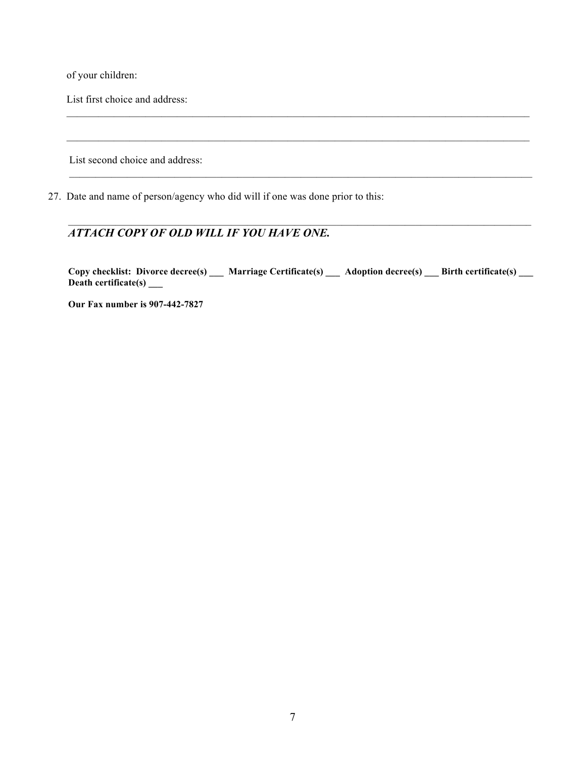of your children:

List first choice and address:

\_\_\_\_\_\_\_\_\_\_\_\_\_\_\_\_\_\_\_\_\_\_\_\_\_\_\_\_\_\_\_\_\_\_\_\_\_\_\_\_\_\_\_\_\_\_\_\_\_\_\_\_\_\_\_\_\_\_\_\_\_\_\_\_\_\_\_\_\_\_\_\_\_\_\_\_\_\_\_\_\_\_

\_\_\_\_\_\_\_\_\_\_\_\_\_\_\_\_\_\_\_\_\_\_\_\_\_\_\_\_\_\_\_\_\_\_\_\_\_\_\_\_\_\_\_\_\_\_\_\_\_\_\_\_\_\_\_\_\_\_\_\_\_\_\_\_\_\_\_\_\_\_\_\_\_\_\_\_\_\_\_\_\_\_

List second choice and address:

\_\_\_\_\_\_\_\_\_\_\_\_\_\_\_\_\_\_\_\_\_\_\_\_\_\_\_\_\_\_\_\_\_\_\_\_\_\_\_\_\_\_\_\_\_\_\_\_\_\_\_\_\_\_\_\_\_\_\_\_\_\_\_\_\_\_\_\_\_\_\_\_\_\_\_\_\_\_\_\_\_\_

27. Date and name of person/agency who did will if one was done prior to this:

\_\_\_\_\_\_\_\_\_\_\_\_\_\_\_\_\_\_\_\_\_\_\_\_\_\_\_\_\_\_\_\_\_\_\_\_\_\_\_\_\_\_\_\_\_\_\_\_\_\_\_\_\_\_\_\_\_\_\_\_\_\_\_\_\_\_\_\_\_\_\_\_\_\_\_\_\_\_\_\_\_\_

***ATTACH COPY OF OLD WILL IF YOU HAVE ONE.***

**Copy checklist: Divorce decree(s) \_\_\_ Marriage Certificate(s) \_\_\_ Adoption decree(s) \_\_\_ Birth certificate(s) \_\_\_ Death certificate(s) \_\_\_**

**Our Fax number is 907-442-7827**